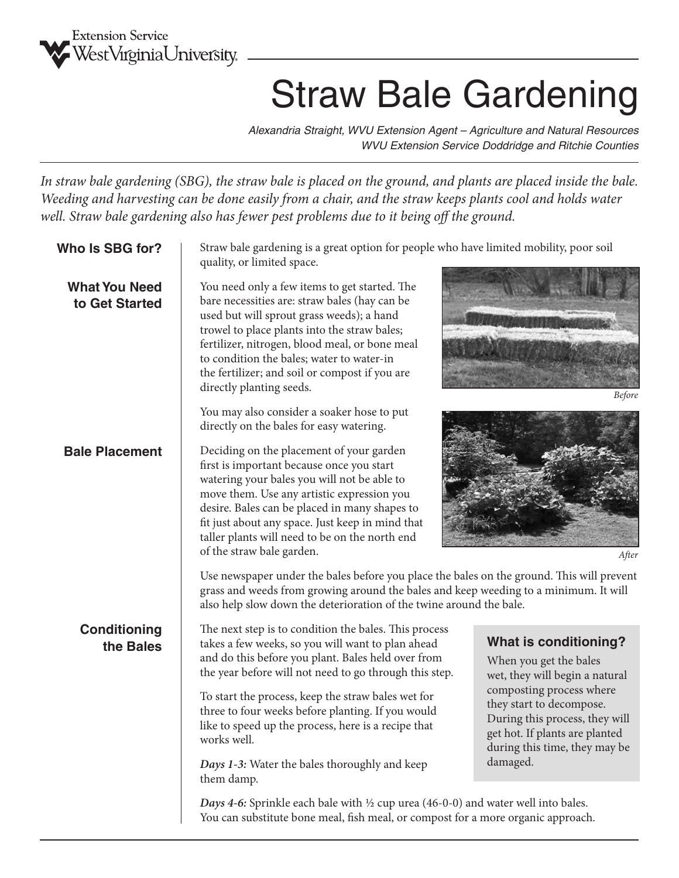Extension Service
West Virginia University

# Straw Bale Gardening

*Alexandria Straight, WVU Extension Agent – Agriculture and Natural Resources*
*WVU Extension Service Doddridge and Ritchie Counties*

*In straw bale gardening (SBG), the straw bale is placed on the ground, and plants are placed inside the bale. Weeding and harvesting can be done easily from a chair, and the straw keeps plants cool and holds water well. Straw bale gardening also has fewer pest problems due to it being off the ground.*

## Who Is SBG for?

Straw bale gardening is a great option for people who have limited mobility, poor soil quality, or limited space.

## What You Need to Get Started

You need only a few items to get started. The bare necessities are: straw bales (hay can be used but will sprout grass weeds); a hand trowel to place plants into the straw bales; fertilizer, nitrogen, blood meal, or bone meal to condition the bales; water to water-in the fertilizer; and soil or compost if you are directly planting seeds.

You may also consider a soaker hose to put directly on the bales for easy watering.

*Before*

*After*

## Bale Placement

Deciding on the placement of your garden first is important because once you start watering your bales you will not be able to move them. Use any artistic expression you desire. Bales can be placed in many shapes to fit just about any space. Just keep in mind that taller plants will need to be on the north end of the straw bale garden.

Use newspaper under the bales before you place the bales on the ground. This will prevent grass and weeds from growing around the bales and keep weeding to a minimum. It will also help slow down the deterioration of the twine around the bale.

## Conditioning the Bales

The next step is to condition the bales. This process takes a few weeks, so you will want to plan ahead and do this before you plant. Bales held over from the year before will not need to go through this step.

To start the process, keep the straw bales wet for three to four weeks before planting. If you would like to speed up the process, here is a recipe that works well.

### What is conditioning?

When you get the bales wet, they will begin a natural composting process where they start to decompose. During this process, they will get hot. If plants are planted during this time, they may be damaged.

***Days 1-3:*** Water the bales thoroughly and keep them damp.

***Days 4-6:*** Sprinkle each bale with ½ cup urea (46-0-0) and water well into bales. You can substitute bone meal, fish meal, or compost for a more organic approach.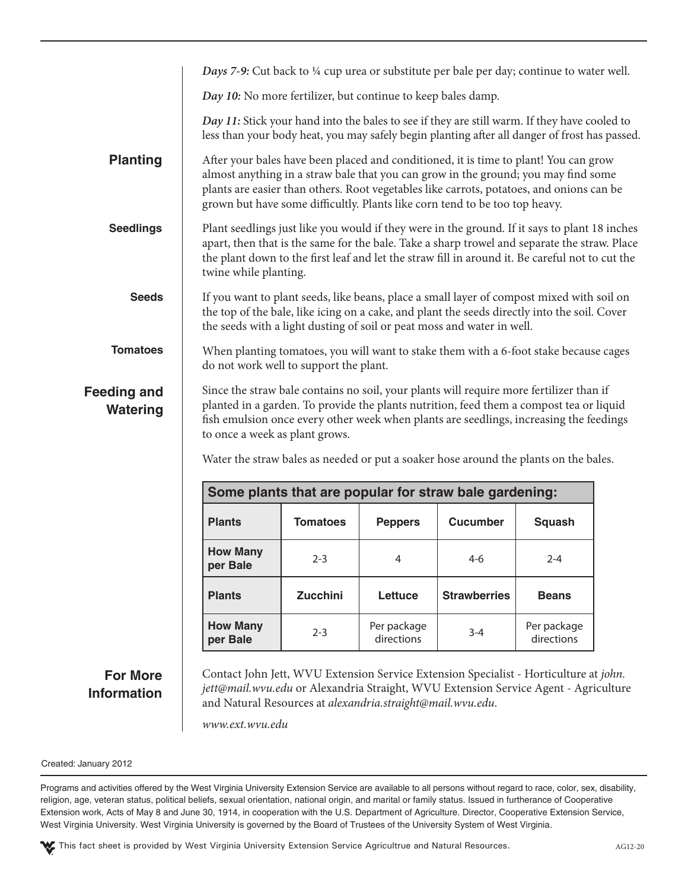***Days 7-9:*** Cut back to ¼ cup urea or substitute per bale per day; continue to water well.

***Day 10:*** No more fertilizer, but continue to keep bales damp.

***Day 11:*** Stick your hand into the bales to see if they are still warm. If they have cooled to less than your body heat, you may safely begin planting after all danger of frost has passed.

## Planting

After your bales have been placed and conditioned, it is time to plant! You can grow almost anything in a straw bale that you can grow in the ground; you may find some plants are easier than others. Root vegetables like carrots, potatoes, and onions can be grown but have some difficultly. Plants like corn tend to be too top heavy.

### Seedlings

Plant seedlings just like you would if they were in the ground. If it says to plant 18 inches apart, then that is the same for the bale. Take a sharp trowel and separate the straw. Place the plant down to the first leaf and let the straw fill in around it. Be careful not to cut the twine while planting.

### Seeds

If you want to plant seeds, like beans, place a small layer of compost mixed with soil on the top of the bale, like icing on a cake, and plant the seeds directly into the soil. Cover the seeds with a light dusting of soil or peat moss and water in well.

### Tomatoes

When planting tomatoes, you will want to stake them with a 6-foot stake because cages do not work well to support the plant.

## Feeding and Watering

Since the straw bale contains no soil, your plants will require more fertilizer than if planted in a garden. To provide the plants nutrition, feed them a compost tea or liquid fish emulsion once every other week when plants are seedlings, increasing the feedings to once a week as plant grows.

Water the straw bales as needed or put a soaker hose around the plants on the bales.

**Some plants that are popular for straw bale gardening:**

| **Plants** | **Tomatoes** | **Peppers** | **Cucumber** | **Squash** |
|---|---|---|---|---|
| **How Many per Bale** | 2-3 | 4 | 4-6 | 2-4 |
| **Plants** | **Zucchini** | **Lettuce** | **Strawberries** | **Beans** |
| **How Many per Bale** | 2-3 | Per package directions | 3-4 | Per package directions |

## For More Information

Contact John Jett, WVU Extension Service Extension Specialist - Horticulture at *john.jett@mail.wvu.edu* or Alexandria Straight, WVU Extension Service Agent - Agriculture and Natural Resources at *alexandria.straight@mail.wvu.edu*.

*www.ext.wvu.edu*

Created: January 2012

Programs and activities offered by the West Virginia University Extension Service are available to all persons without regard to race, color, sex, disability, religion, age, veteran status, political beliefs, sexual orientation, national origin, and marital or family status. Issued in furtherance of Cooperative Extension work, Acts of May 8 and June 30, 1914, in cooperation with the U.S. Department of Agriculture. Director, Cooperative Extension Service, West Virginia University. West Virginia University is governed by the Board of Trustees of the University System of West Virginia.

This fact sheet is provided by West Virginia University Extension Service Agricultrue and Natural Resources.

AG12-20